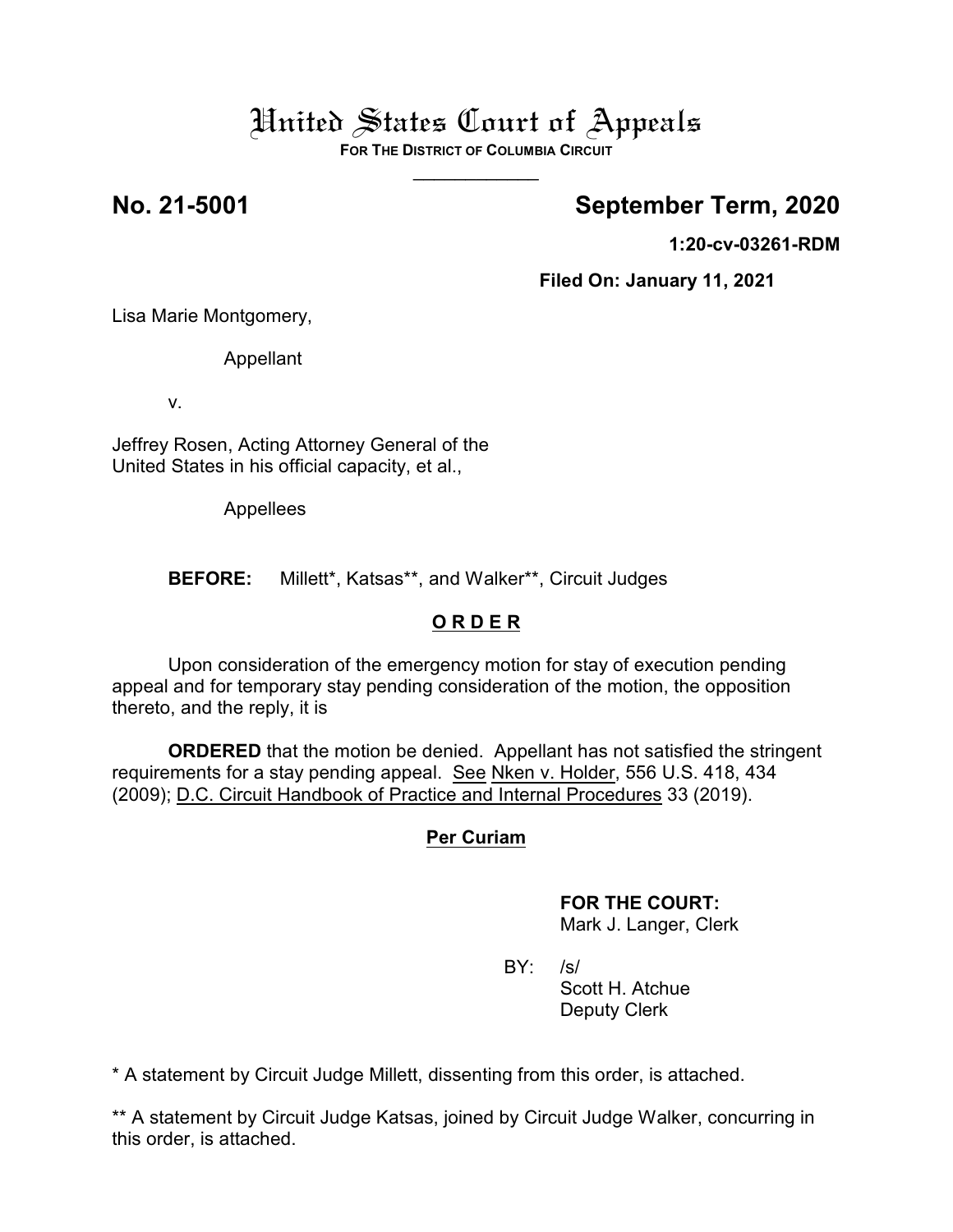# United States Court of Appeals

**FOR THE DISTRICT OF COLUMBIA CIRCUIT**

____________

**No. 21-5001** **September Term, 2020**

**1:20-cv-03261-RDM**

**Filed On: January 11, 2021**

Lisa Marie Montgomery,

Appellant

v.

Jeffrey Rosen, Acting Attorney General of the United States in his official capacity, et al.,

Appellees

**BEFORE:** Millett*, Katsas**, and Walker**, Circuit Judges

## O R D E R

Upon consideration of the emergency motion for stay of execution pending appeal and for temporary stay pending consideration of the motion, the opposition thereto, and the reply, it is

**ORDERED** that the motion be denied. Appellant has not satisfied the stringent requirements for a stay pending appeal. See Nken v. Holder, 556 U.S. 418, 434 (2009); D.C. Circuit Handbook of Practice and Internal Procedures 33 (2019).

**Per Curiam**

**FOR THE COURT:**
Mark J. Langer, Clerk

BY: /s/
Scott H. Atchue
Deputy Clerk

* A statement by Circuit Judge Millett, dissenting from this order, is attached.

** A statement by Circuit Judge Katsas, joined by Circuit Judge Walker, concurring in this order, is attached.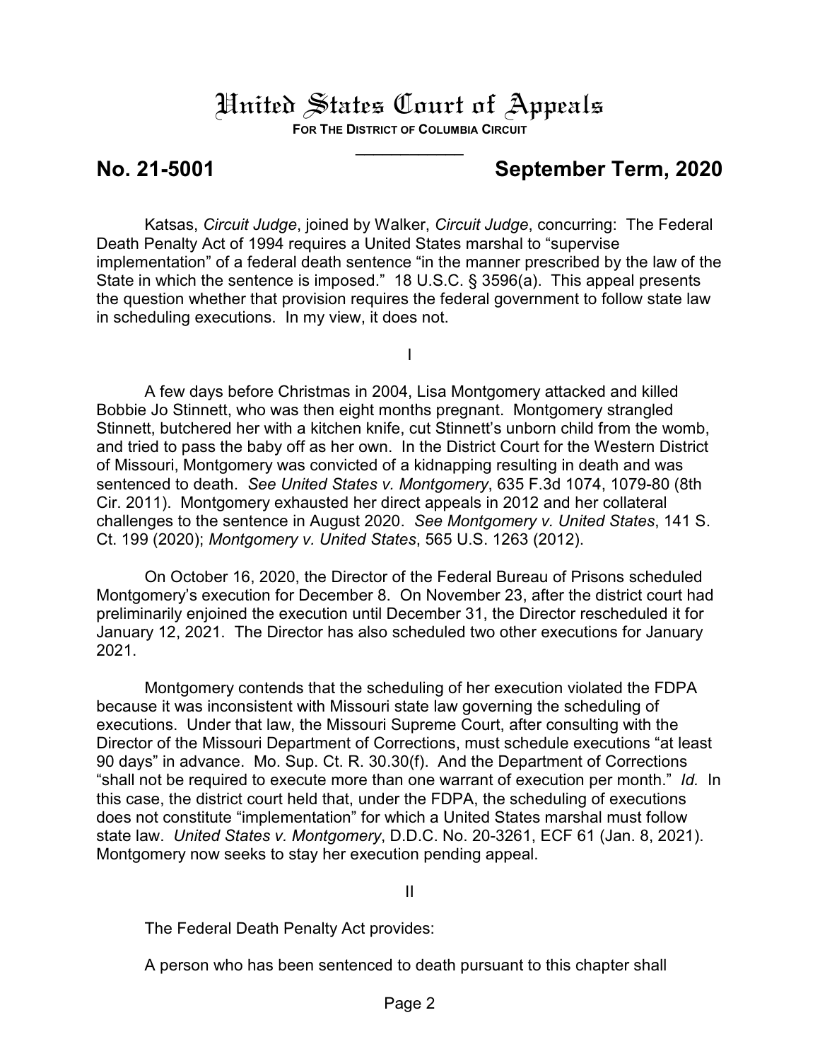# United States Court of Appeals

**FOR THE DISTRICT OF COLUMBIA CIRCUIT**

---

**No. 21-5001** **September Term, 2020**

Katsas, *Circuit Judge*, joined by Walker, *Circuit Judge*, concurring: The Federal Death Penalty Act of 1994 requires a United States marshal to "supervise implementation" of a federal death sentence "in the manner prescribed by the law of the State in which the sentence is imposed." 18 U.S.C. § 3596(a). This appeal presents the question whether that provision requires the federal government to follow state law in scheduling executions. In my view, it does not.

I

A few days before Christmas in 2004, Lisa Montgomery attacked and killed Bobbie Jo Stinnett, who was then eight months pregnant. Montgomery strangled Stinnett, butchered her with a kitchen knife, cut Stinnett's unborn child from the womb, and tried to pass the baby off as her own. In the District Court for the Western District of Missouri, Montgomery was convicted of a kidnapping resulting in death and was sentenced to death. *See United States v. Montgomery*, 635 F.3d 1074, 1079-80 (8th Cir. 2011). Montgomery exhausted her direct appeals in 2012 and her collateral challenges to the sentence in August 2020. *See Montgomery v. United States*, 141 S. Ct. 199 (2020); *Montgomery v. United States*, 565 U.S. 1263 (2012).

On October 16, 2020, the Director of the Federal Bureau of Prisons scheduled Montgomery's execution for December 8. On November 23, after the district court had preliminarily enjoined the execution until December 31, the Director rescheduled it for January 12, 2021. The Director has also scheduled two other executions for January 2021.

Montgomery contends that the scheduling of her execution violated the FDPA because it was inconsistent with Missouri state law governing the scheduling of executions. Under that law, the Missouri Supreme Court, after consulting with the Director of the Missouri Department of Corrections, must schedule executions "at least 90 days" in advance. Mo. Sup. Ct. R. 30.30(f). And the Department of Corrections "shall not be required to execute more than one warrant of execution per month." *Id.* In this case, the district court held that, under the FDPA, the scheduling of executions does not constitute "implementation" for which a United States marshal must follow state law. *United States v. Montgomery*, D.D.C. No. 20-3261, ECF 61 (Jan. 8, 2021). Montgomery now seeks to stay her execution pending appeal.

II

The Federal Death Penalty Act provides:

A person who has been sentenced to death pursuant to this chapter shall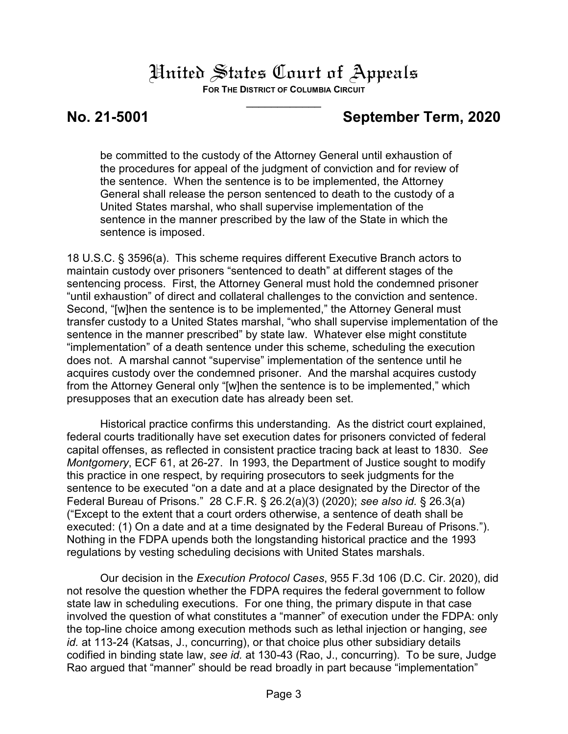> be committed to the custody of the Attorney General until exhaustion of the procedures for appeal of the judgment of conviction and for review of the sentence. When the sentence is to be implemented, the Attorney General shall release the person sentenced to death to the custody of a United States marshal, who shall supervise implementation of the sentence in the manner prescribed by the law of the State in which the sentence is imposed.

18 U.S.C. § 3596(a). This scheme requires different Executive Branch actors to maintain custody over prisoners "sentenced to death" at different stages of the sentencing process. First, the Attorney General must hold the condemned prisoner "until exhaustion" of direct and collateral challenges to the conviction and sentence. Second, "[w]hen the sentence is to be implemented," the Attorney General must transfer custody to a United States marshal, "who shall supervise implementation of the sentence in the manner prescribed" by state law. Whatever else might constitute "implementation" of a death sentence under this scheme, scheduling the execution does not. A marshal cannot "supervise" implementation of the sentence until he acquires custody over the condemned prisoner. And the marshal acquires custody from the Attorney General only "[w]hen the sentence is to be implemented," which presupposes that an execution date has already been set.

Historical practice confirms this understanding. As the district court explained, federal courts traditionally have set execution dates for prisoners convicted of federal capital offenses, as reflected in consistent practice tracing back at least to 1830. *See Montgomery*, ECF 61, at 26-27. In 1993, the Department of Justice sought to modify this practice in one respect, by requiring prosecutors to seek judgments for the sentence to be executed "on a date and at a place designated by the Director of the Federal Bureau of Prisons." 28 C.F.R. § 26.2(a)(3) (2020); *see also id.* § 26.3(a) ("Except to the extent that a court orders otherwise, a sentence of death shall be executed: (1) On a date and at a time designated by the Federal Bureau of Prisons."). Nothing in the FDPA upends both the longstanding historical practice and the 1993 regulations by vesting scheduling decisions with United States marshals.

Our decision in the *Execution Protocol Cases*, 955 F.3d 106 (D.C. Cir. 2020), did not resolve the question whether the FDPA requires the federal government to follow state law in scheduling executions. For one thing, the primary dispute in that case involved the question of what constitutes a "manner" of execution under the FDPA: only the top-line choice among execution methods such as lethal injection or hanging, *see id.* at 113-24 (Katsas, J., concurring), or that choice plus other subsidiary details codified in binding state law, *see id.* at 130-43 (Rao, J., concurring). To be sure, Judge Rao argued that "manner" should be read broadly in part because "implementation"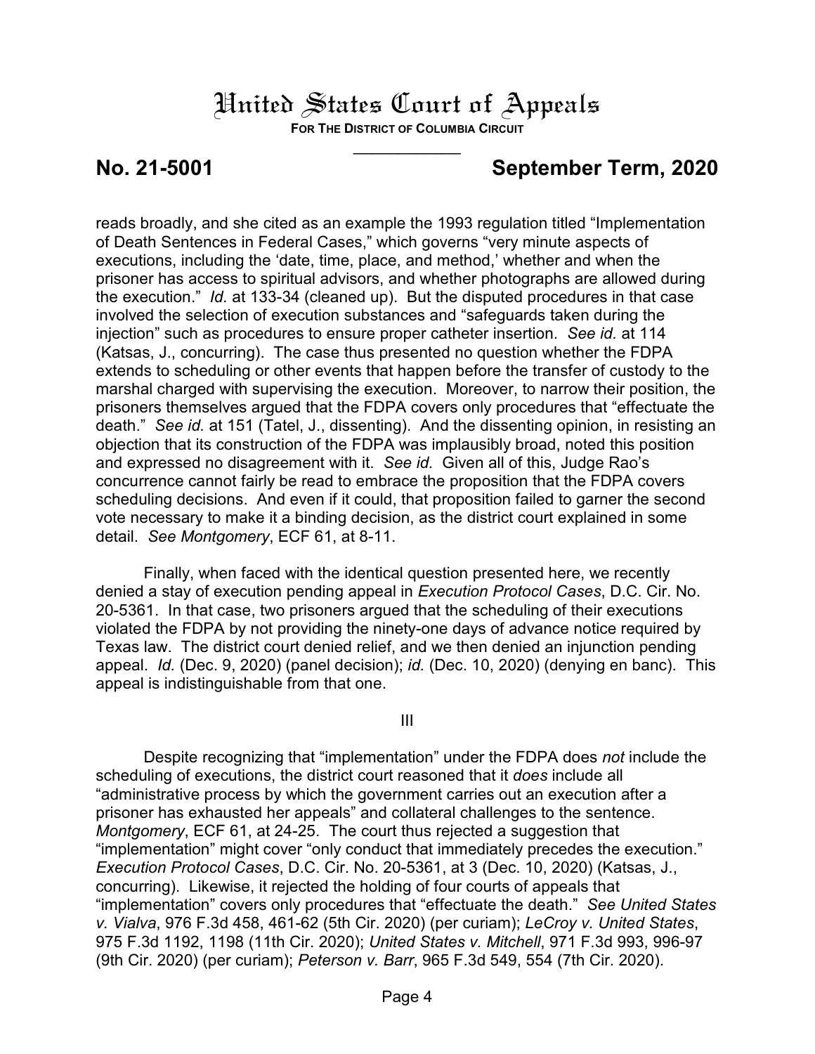reads broadly, and she cited as an example the 1993 regulation titled "Implementation of Death Sentences in Federal Cases," which governs "very minute aspects of executions, including the 'date, time, place, and method,' whether and when the prisoner has access to spiritual advisors, and whether photographs are allowed during the execution." *Id.* at 133-34 (cleaned up). But the disputed procedures in that case involved the selection of execution substances and "safeguards taken during the injection" such as procedures to ensure proper catheter insertion. *See id.* at 114 (Katsas, J., concurring). The case thus presented no question whether the FDPA extends to scheduling or other events that happen before the transfer of custody to the marshal charged with supervising the execution. Moreover, to narrow their position, the prisoners themselves argued that the FDPA covers only procedures that "effectuate the death." *See id.* at 151 (Tatel, J., dissenting). And the dissenting opinion, in resisting an objection that its construction of the FDPA was implausibly broad, noted this position and expressed no disagreement with it. *See id.* Given all of this, Judge Rao's concurrence cannot fairly be read to embrace the proposition that the FDPA covers scheduling decisions. And even if it could, that proposition failed to garner the second vote necessary to make it a binding decision, as the district court explained in some detail. *See Montgomery*, ECF 61, at 8-11.

Finally, when faced with the identical question presented here, we recently denied a stay of execution pending appeal in *Execution Protocol Cases*, D.C. Cir. No. 20-5361. In that case, two prisoners argued that the scheduling of their executions violated the FDPA by not providing the ninety-one days of advance notice required by Texas law. The district court denied relief, and we then denied an injunction pending appeal. *Id.* (Dec. 9, 2020) (panel decision); *id.* (Dec. 10, 2020) (denying en banc). This appeal is indistinguishable from that one.

III

Despite recognizing that "implementation" under the FDPA does *not* include the scheduling of executions, the district court reasoned that it *does* include all "administrative process by which the government carries out an execution after a prisoner has exhausted her appeals" and collateral challenges to the sentence. *Montgomery*, ECF 61, at 24-25. The court thus rejected a suggestion that "implementation" might cover "only conduct that immediately precedes the execution." *Execution Protocol Cases*, D.C. Cir. No. 20-5361, at 3 (Dec. 10, 2020) (Katsas, J., concurring). Likewise, it rejected the holding of four courts of appeals that "implementation" covers only procedures that "effectuate the death." *See United States v. Vialva*, 976 F.3d 458, 461-62 (5th Cir. 2020) (per curiam); *LeCroy v. United States*, 975 F.3d 1192, 1198 (11th Cir. 2020); *United States v. Mitchell*, 971 F.3d 993, 996-97 (9th Cir. 2020) (per curiam); *Peterson v. Barr*, 965 F.3d 549, 554 (7th Cir. 2020).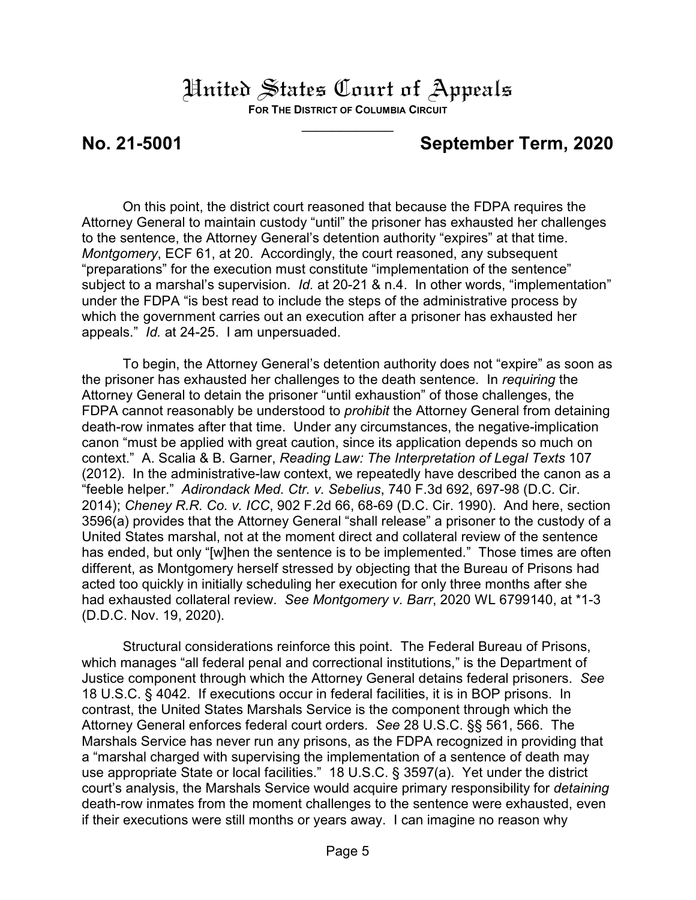On this point, the district court reasoned that because the FDPA requires the Attorney General to maintain custody "until" the prisoner has exhausted her challenges to the sentence, the Attorney General's detention authority "expires" at that time. *Montgomery*, ECF 61, at 20. Accordingly, the court reasoned, any subsequent "preparations" for the execution must constitute "implementation of the sentence" subject to a marshal's supervision. *Id.* at 20-21 & n.4. In other words, "implementation" under the FDPA "is best read to include the steps of the administrative process by which the government carries out an execution after a prisoner has exhausted her appeals." *Id.* at 24-25. I am unpersuaded.

To begin, the Attorney General's detention authority does not "expire" as soon as the prisoner has exhausted her challenges to the death sentence. In *requiring* the Attorney General to detain the prisoner "until exhaustion" of those challenges, the FDPA cannot reasonably be understood to *prohibit* the Attorney General from detaining death-row inmates after that time. Under any circumstances, the negative-implication canon "must be applied with great caution, since its application depends so much on context." A. Scalia & B. Garner, *Reading Law: The Interpretation of Legal Texts* 107 (2012). In the administrative-law context, we repeatedly have described the canon as a "feeble helper." *Adirondack Med. Ctr. v. Sebelius*, 740 F.3d 692, 697-98 (D.C. Cir. 2014); *Cheney R.R. Co. v. ICC*, 902 F.2d 66, 68-69 (D.C. Cir. 1990). And here, section 3596(a) provides that the Attorney General "shall release" a prisoner to the custody of a United States marshal, not at the moment direct and collateral review of the sentence has ended, but only "[w]hen the sentence is to be implemented." Those times are often different, as Montgomery herself stressed by objecting that the Bureau of Prisons had acted too quickly in initially scheduling her execution for only three months after she had exhausted collateral review. *See Montgomery v. Barr*, 2020 WL 6799140, at *1-3 (D.D.C. Nov. 19, 2020).

Structural considerations reinforce this point. The Federal Bureau of Prisons, which manages "all federal penal and correctional institutions," is the Department of Justice component through which the Attorney General detains federal prisoners. *See* 18 U.S.C. § 4042. If executions occur in federal facilities, it is in BOP prisons. In contrast, the United States Marshals Service is the component through which the Attorney General enforces federal court orders. *See* 28 U.S.C. §§ 561, 566. The Marshals Service has never run any prisons, as the FDPA recognized in providing that a "marshal charged with supervising the implementation of a sentence of death may use appropriate State or local facilities." 18 U.S.C. § 3597(a). Yet under the district court's analysis, the Marshals Service would acquire primary responsibility for *detaining* death-row inmates from the moment challenges to the sentence were exhausted, even if their executions were still months or years away. I can imagine no reason why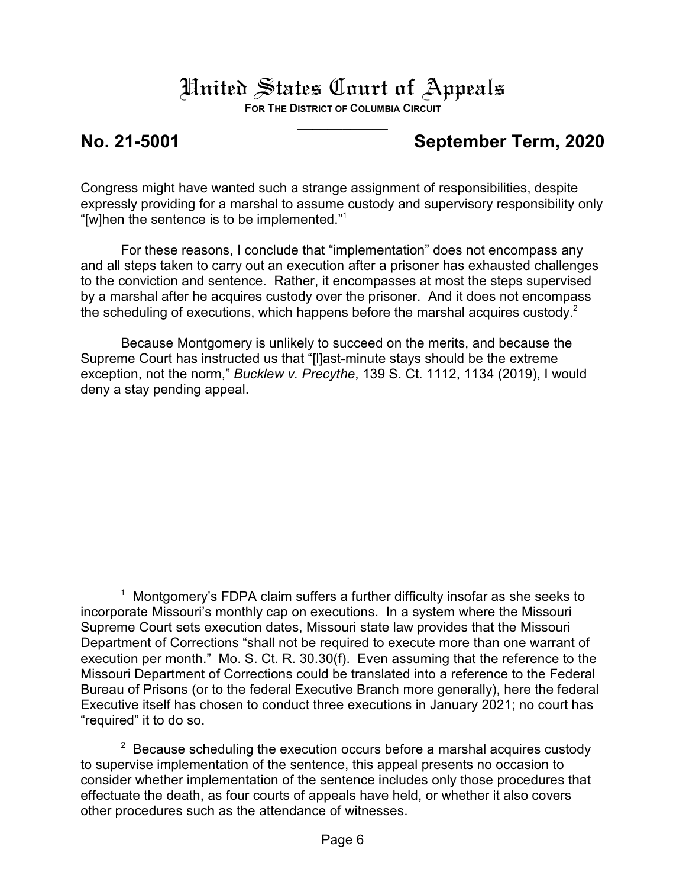Congress might have wanted such a strange assignment of responsibilities, despite expressly providing for a marshal to assume custody and supervisory responsibility only "[w]hen the sentence is to be implemented."[1]

For these reasons, I conclude that "implementation" does not encompass any and all steps taken to carry out an execution after a prisoner has exhausted challenges to the conviction and sentence. Rather, it encompasses at most the steps supervised by a marshal after he acquires custody over the prisoner. And it does not encompass the scheduling of executions, which happens before the marshal acquires custody.[2]

Because Montgomery is unlikely to succeed on the merits, and because the Supreme Court has instructed us that "[l]ast-minute stays should be the extreme exception, not the norm," *Bucklew v. Precythe*, 139 S. Ct. 1112, 1134 (2019), I would deny a stay pending appeal.

---

[1] Montgomery's FDPA claim suffers a further difficulty insofar as she seeks to incorporate Missouri's monthly cap on executions. In a system where the Missouri Supreme Court sets execution dates, Missouri state law provides that the Missouri Department of Corrections "shall not be required to execute more than one warrant of execution per month." Mo. S. Ct. R. 30.30(f). Even assuming that the reference to the Missouri Department of Corrections could be translated into a reference to the Federal Bureau of Prisons (or to the federal Executive Branch more generally), here the federal Executive itself has chosen to conduct three executions in January 2021; no court has "required" it to do so.

[2] Because scheduling the execution occurs before a marshal acquires custody to supervise implementation of the sentence, this appeal presents no occasion to consider whether implementation of the sentence includes only those procedures that effectuate the death, as four courts of appeals have held, or whether it also covers other procedures such as the attendance of witnesses.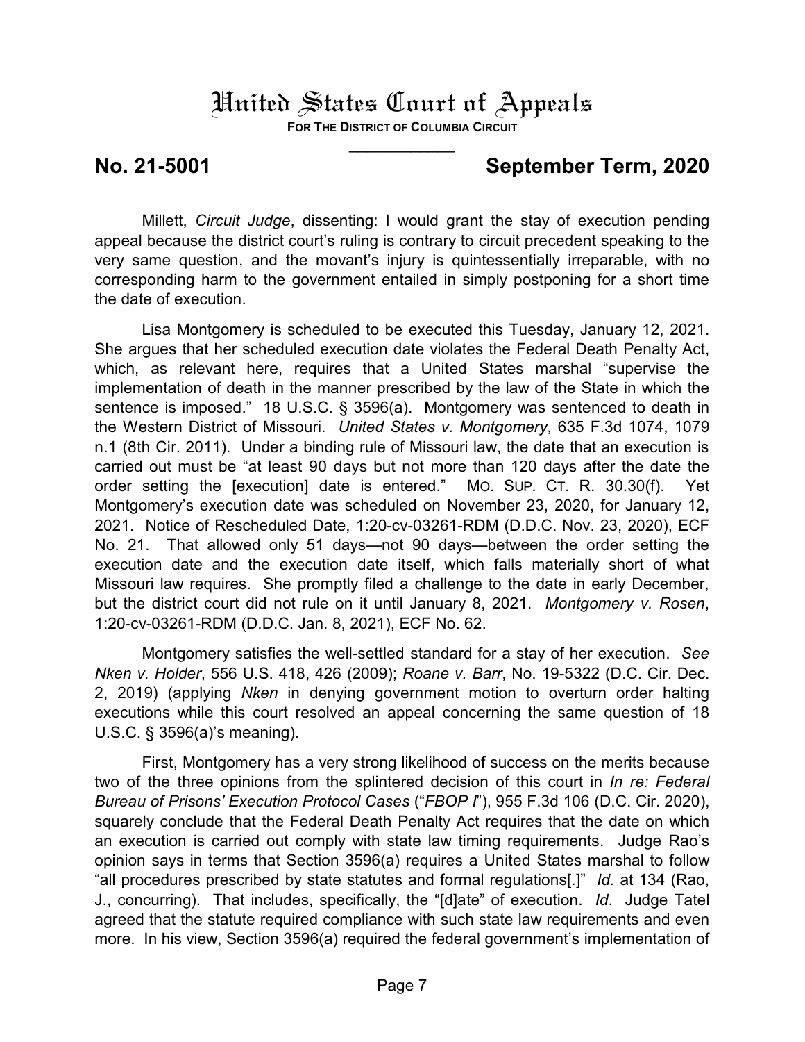# United States Court of Appeals

**FOR THE DISTRICT OF COLUMBIA CIRCUIT**

---

**No. 21-5001** **September Term, 2020**

Millett, *Circuit Judge*, dissenting: I would grant the stay of execution pending appeal because the district court's ruling is contrary to circuit precedent speaking to the very same question, and the movant's injury is quintessentially irreparable, with no corresponding harm to the government entailed in simply postponing for a short time the date of execution.

Lisa Montgomery is scheduled to be executed this Tuesday, January 12, 2021. She argues that her scheduled execution date violates the Federal Death Penalty Act, which, as relevant here, requires that a United States marshal "supervise the implementation of death in the manner prescribed by the law of the State in which the sentence is imposed." 18 U.S.C. § 3596(a). Montgomery was sentenced to death in the Western District of Missouri. *United States v. Montgomery*, 635 F.3d 1074, 1079 n.1 (8th Cir. 2011). Under a binding rule of Missouri law, the date that an execution is carried out must be "at least 90 days but not more than 120 days after the date the order setting the [execution] date is entered." MO. SUP. CT. R. 30.30(f). Yet Montgomery's execution date was scheduled on November 23, 2020, for January 12, 2021. Notice of Rescheduled Date, 1:20-cv-03261-RDM (D.D.C. Nov. 23, 2020), ECF No. 21. That allowed only 51 days—not 90 days—between the order setting the execution date and the execution date itself, which falls materially short of what Missouri law requires. She promptly filed a challenge to the date in early December, but the district court did not rule on it until January 8, 2021. *Montgomery v. Rosen*, 1:20-cv-03261-RDM (D.D.C. Jan. 8, 2021), ECF No. 62.

Montgomery satisfies the well-settled standard for a stay of her execution. *See Nken v. Holder*, 556 U.S. 418, 426 (2009); *Roane v. Barr*, No. 19-5322 (D.C. Cir. Dec. 2, 2019) (applying *Nken* in denying government motion to overturn order halting executions while this court resolved an appeal concerning the same question of 18 U.S.C. § 3596(a)'s meaning).

First, Montgomery has a very strong likelihood of success on the merits because two of the three opinions from the splintered decision of this court in *In re: Federal Bureau of Prisons' Execution Protocol Cases* ("*FBOP I*"), 955 F.3d 106 (D.C. Cir. 2020), squarely conclude that the Federal Death Penalty Act requires that the date on which an execution is carried out comply with state law timing requirements. Judge Rao's opinion says in terms that Section 3596(a) requires a United States marshal to follow "all procedures prescribed by state statutes and formal regulations[.]" *Id.* at 134 (Rao, J., concurring). That includes, specifically, the "[d]ate" of execution. *Id*. Judge Tatel agreed that the statute required compliance with such state law requirements and even more. In his view, Section 3596(a) required the federal government's implementation of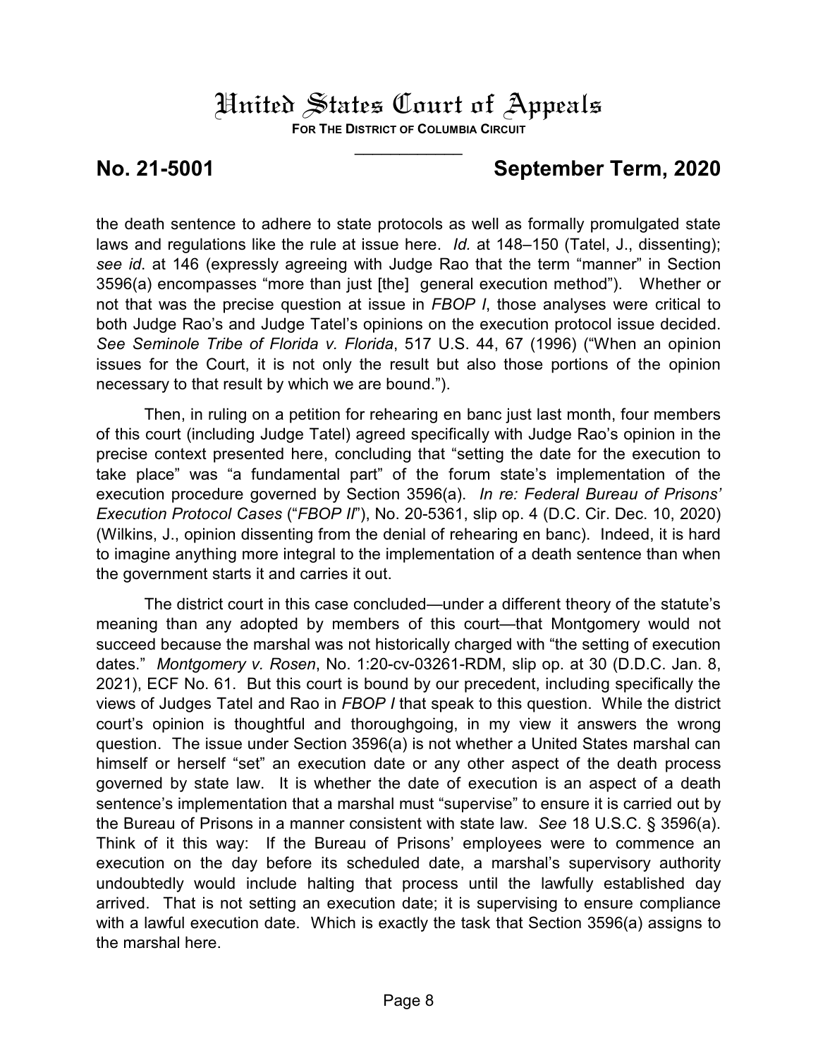the death sentence to adhere to state protocols as well as formally promulgated state laws and regulations like the rule at issue here. *Id*. at 148–150 (Tatel, J., dissenting); *see id*. at 146 (expressly agreeing with Judge Rao that the term "manner" in Section 3596(a) encompasses "more than just [the] general execution method"). Whether or not that was the precise question at issue in *FBOP I*, those analyses were critical to both Judge Rao's and Judge Tatel's opinions on the execution protocol issue decided. *See Seminole Tribe of Florida v. Florida*, 517 U.S. 44, 67 (1996) ("When an opinion issues for the Court, it is not only the result but also those portions of the opinion necessary to that result by which we are bound.").

Then, in ruling on a petition for rehearing en banc just last month, four members of this court (including Judge Tatel) agreed specifically with Judge Rao's opinion in the precise context presented here, concluding that "setting the date for the execution to take place" was "a fundamental part" of the forum state's implementation of the execution procedure governed by Section 3596(a). *In re: Federal Bureau of Prisons' Execution Protocol Cases* ("*FBOP II*"), No. 20-5361, slip op. 4 (D.C. Cir. Dec. 10, 2020) (Wilkins, J., opinion dissenting from the denial of rehearing en banc). Indeed, it is hard to imagine anything more integral to the implementation of a death sentence than when the government starts it and carries it out.

The district court in this case concluded—under a different theory of the statute's meaning than any adopted by members of this court—that Montgomery would not succeed because the marshal was not historically charged with "the setting of execution dates." *Montgomery v. Rosen*, No. 1:20-cv-03261-RDM, slip op. at 30 (D.D.C. Jan. 8, 2021), ECF No. 61. But this court is bound by our precedent, including specifically the views of Judges Tatel and Rao in *FBOP I* that speak to this question. While the district court's opinion is thoughtful and thoroughgoing, in my view it answers the wrong question. The issue under Section 3596(a) is not whether a United States marshal can himself or herself "set" an execution date or any other aspect of the death process governed by state law. It is whether the date of execution is an aspect of a death sentence's implementation that a marshal must "supervise" to ensure it is carried out by the Bureau of Prisons in a manner consistent with state law. *See* 18 U.S.C. § 3596(a). Think of it this way: If the Bureau of Prisons' employees were to commence an execution on the day before its scheduled date, a marshal's supervisory authority undoubtedly would include halting that process until the lawfully established day arrived. That is not setting an execution date; it is supervising to ensure compliance with a lawful execution date. Which is exactly the task that Section 3596(a) assigns to the marshal here.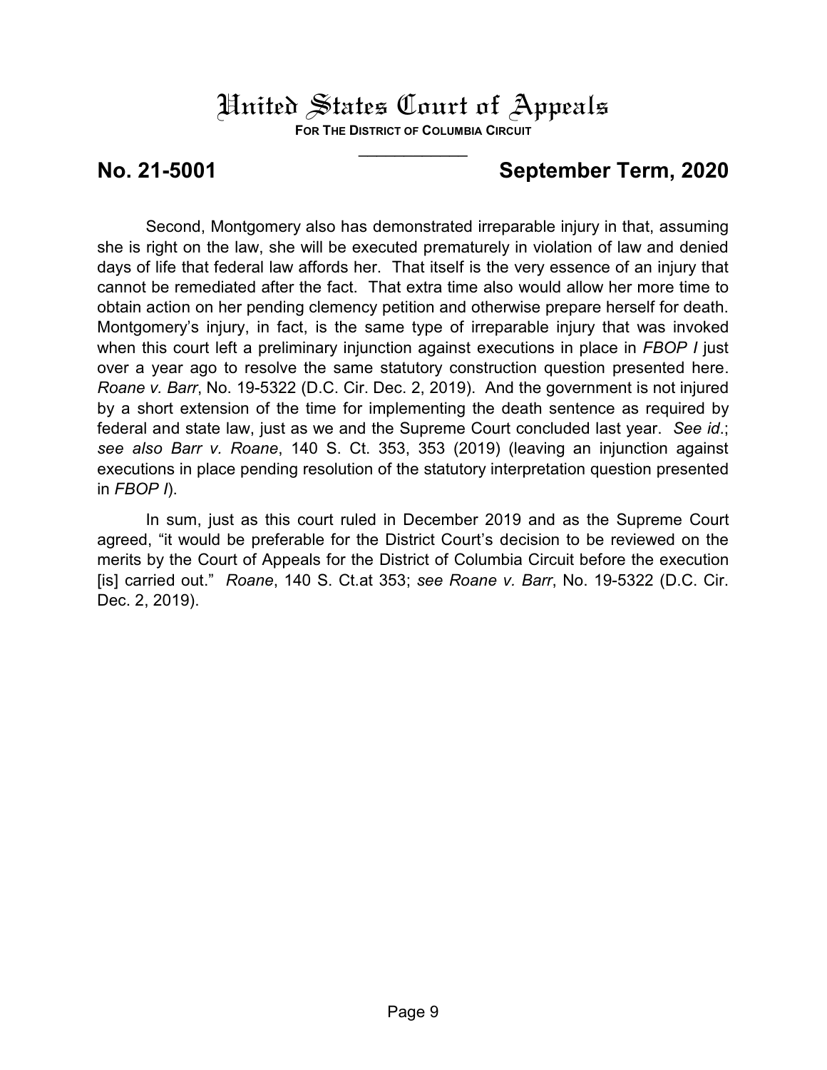Second, Montgomery also has demonstrated irreparable injury in that, assuming she is right on the law, she will be executed prematurely in violation of law and denied days of life that federal law affords her. That itself is the very essence of an injury that cannot be remediated after the fact. That extra time also would allow her more time to obtain action on her pending clemency petition and otherwise prepare herself for death. Montgomery's injury, in fact, is the same type of irreparable injury that was invoked when this court left a preliminary injunction against executions in place in *FBOP I* just over a year ago to resolve the same statutory construction question presented here. *Roane v. Barr*, No. 19-5322 (D.C. Cir. Dec. 2, 2019). And the government is not injured by a short extension of the time for implementing the death sentence as required by federal and state law, just as we and the Supreme Court concluded last year. *See id*.; *see also Barr v. Roane*, 140 S. Ct. 353, 353 (2019) (leaving an injunction against executions in place pending resolution of the statutory interpretation question presented in *FBOP I*).

In sum, just as this court ruled in December 2019 and as the Supreme Court agreed, "it would be preferable for the District Court's decision to be reviewed on the merits by the Court of Appeals for the District of Columbia Circuit before the execution [is] carried out." *Roane*, 140 S. Ct.at 353; *see Roane v. Barr*, No. 19-5322 (D.C. Cir. Dec. 2, 2019).